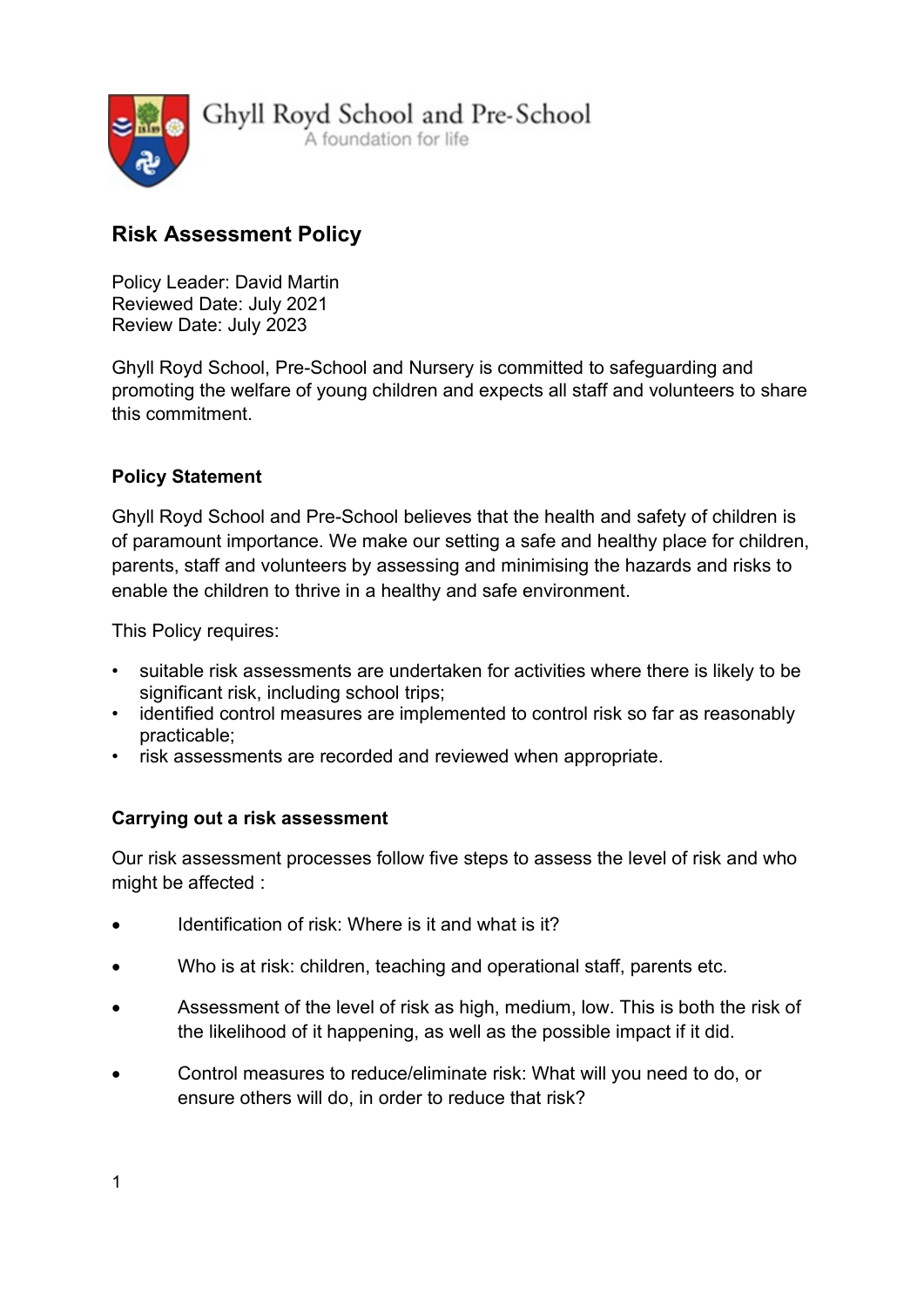Ghyll Royd School and Pre-School
A foundation for life

# Risk Assessment Policy

Policy Leader: David Martin
Reviewed Date: July 2021
Review Date: July 2023

Ghyll Royd School, Pre-School and Nursery is committed to safeguarding and promoting the welfare of young children and expects all staff and volunteers to share this commitment.

## Policy Statement

Ghyll Royd School and Pre-School believes that the health and safety of children is of paramount importance. We make our setting a safe and healthy place for children, parents, staff and volunteers by assessing and minimising the hazards and risks to enable the children to thrive in a healthy and safe environment.

This Policy requires:

- suitable risk assessments are undertaken for activities where there is likely to be significant risk, including school trips;
- identified control measures are implemented to control risk so far as reasonably practicable;
- risk assessments are recorded and reviewed when appropriate.

## Carrying out a risk assessment

Our risk assessment processes follow five steps to assess the level of risk and who might be affected :

- Identification of risk: Where is it and what is it?
- Who is at risk: children, teaching and operational staff, parents etc.
- Assessment of the level of risk as high, medium, low. This is both the risk of the likelihood of it happening, as well as the possible impact if it did.
- Control measures to reduce/eliminate risk: What will you need to do, or ensure others will do, in order to reduce that risk?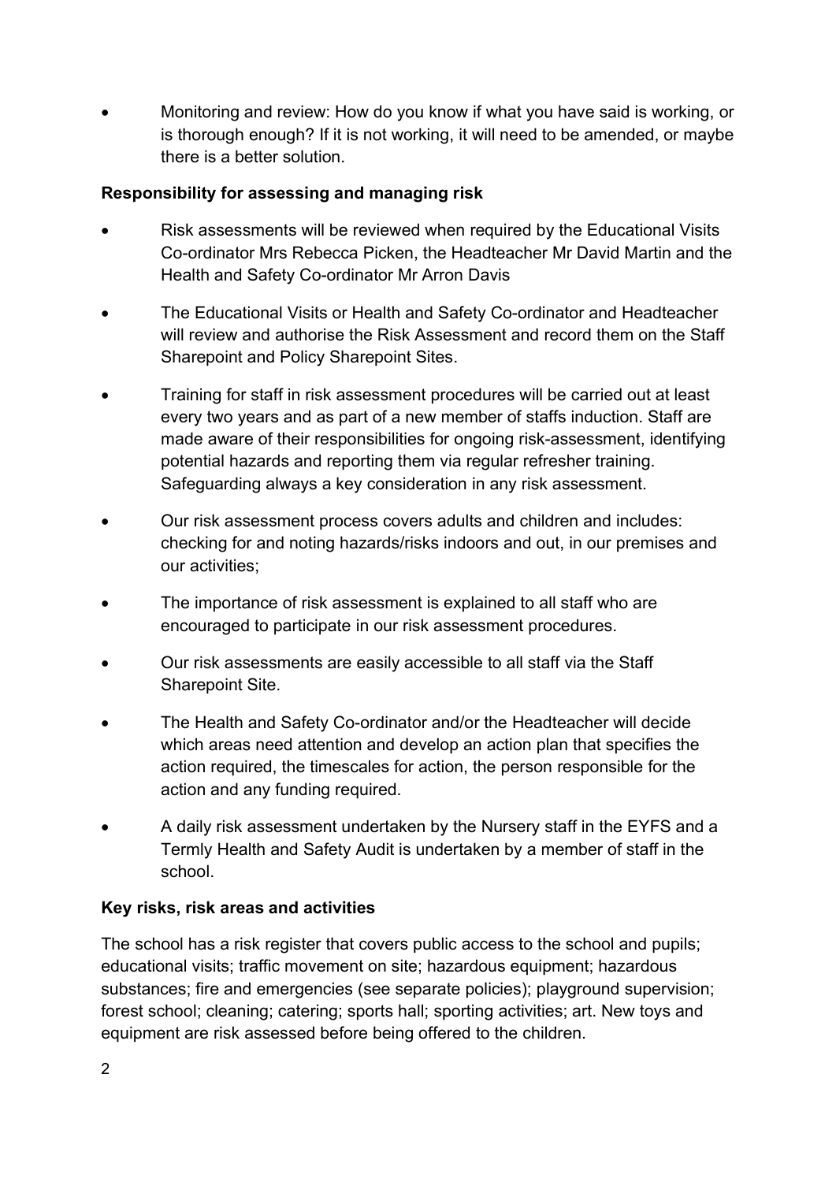- Monitoring and review: How do you know if what you have said is working, or is thorough enough? If it is not working, it will need to be amended, or maybe there is a better solution.

**Responsibility for assessing and managing risk**

- Risk assessments will be reviewed when required by the Educational Visits Co-ordinator Mrs Rebecca Picken, the Headteacher Mr David Martin and the Health and Safety Co-ordinator Mr Arron Davis
- The Educational Visits or Health and Safety Co-ordinator and Headteacher will review and authorise the Risk Assessment and record them on the Staff Sharepoint and Policy Sharepoint Sites.
- Training for staff in risk assessment procedures will be carried out at least every two years and as part of a new member of staffs induction. Staff are made aware of their responsibilities for ongoing risk-assessment, identifying potential hazards and reporting them via regular refresher training. Safeguarding always a key consideration in any risk assessment.
- Our risk assessment process covers adults and children and includes: checking for and noting hazards/risks indoors and out, in our premises and our activities;
- The importance of risk assessment is explained to all staff who are encouraged to participate in our risk assessment procedures.
- Our risk assessments are easily accessible to all staff via the Staff Sharepoint Site.
- The Health and Safety Co-ordinator and/or the Headteacher will decide which areas need attention and develop an action plan that specifies the action required, the timescales for action, the person responsible for the action and any funding required.
- A daily risk assessment undertaken by the Nursery staff in the EYFS and a Termly Health and Safety Audit is undertaken by a member of staff in the school.

**Key risks, risk areas and activities**

The school has a risk register that covers public access to the school and pupils; educational visits; traffic movement on site; hazardous equipment; hazardous substances; fire and emergencies (see separate policies); playground supervision; forest school; cleaning; catering; sports hall; sporting activities; art. New toys and equipment are risk assessed before being offered to the children.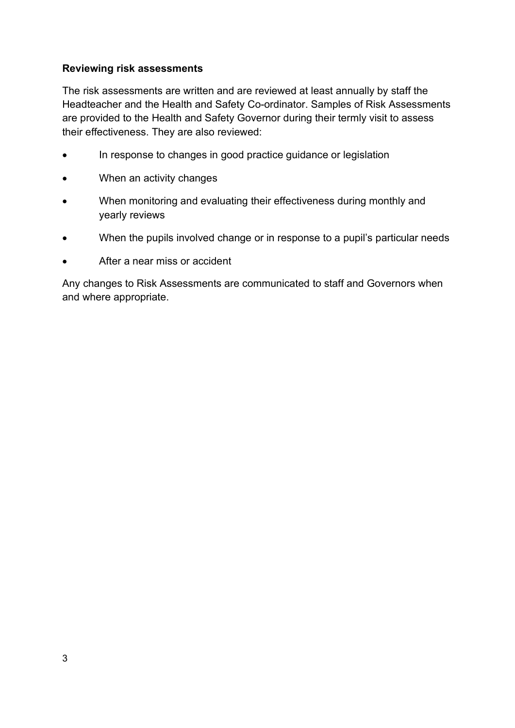**Reviewing risk assessments**

The risk assessments are written and are reviewed at least annually by staff the Headteacher and the Health and Safety Co-ordinator. Samples of Risk Assessments are provided to the Health and Safety Governor during their termly visit to assess their effectiveness. They are also reviewed:

- In response to changes in good practice guidance or legislation
- When an activity changes
- When monitoring and evaluating their effectiveness during monthly and yearly reviews
- When the pupils involved change or in response to a pupil's particular needs
- After a near miss or accident

Any changes to Risk Assessments are communicated to staff and Governors when and where appropriate.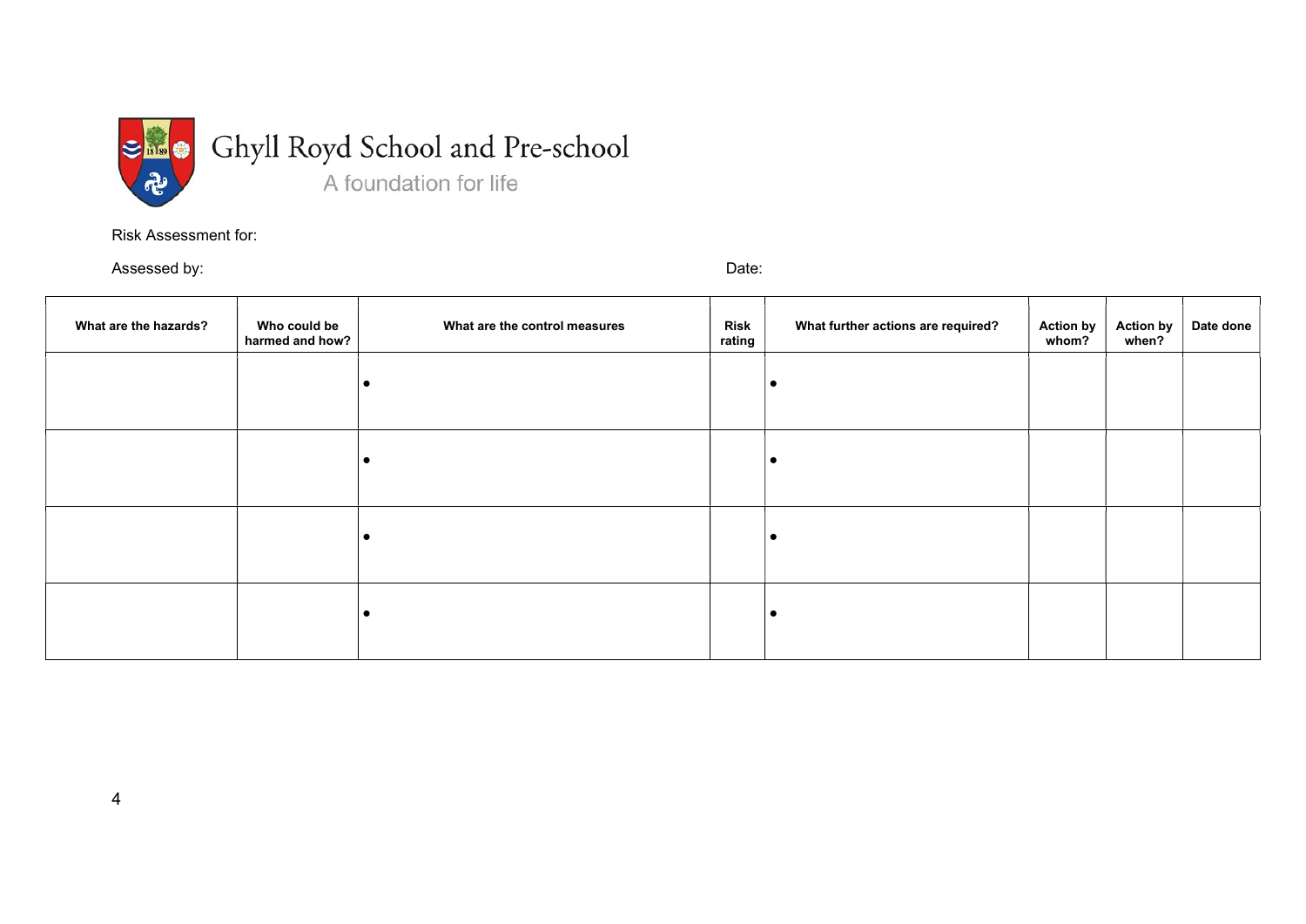Ghyll Royd School and Pre-school

A foundation for life

Risk Assessment for:

Assessed by: Date:

| What are the hazards? | Who could be harmed and how? | What are the control measures | Risk rating | What further actions are required? | Action by whom? | Action by when? | Date done |
|---|---|---|---|---|---|---|---|
| | | • | | • | | | |
| | | • | | • | | | |
| | | • | | • | | | |
| | | • | | • | | | |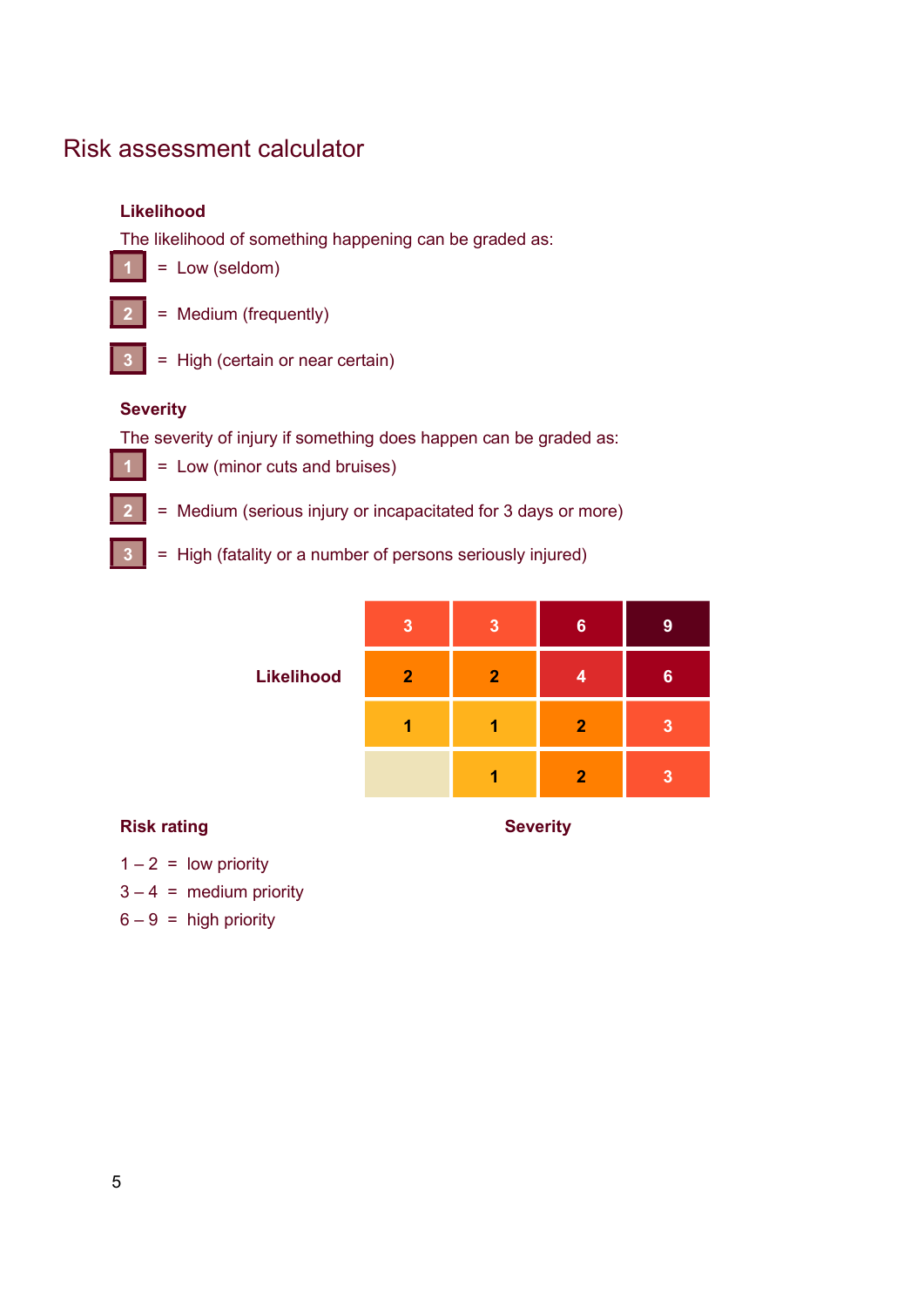# Risk assessment calculator

### Likelihood

The likelihood of something happening can be graded as:

1 = Low (seldom)

2 = Medium (frequently)

3 = High (certain or near certain)

### Severity

The severity of injury if something does happen can be graded as:

1 = Low (minor cuts and bruises)

2 = Medium (serious injury or incapacitated for 3 days or more)

3 = High (fatality or a number of persons seriously injured)

| | | | | |
|---|---|---|---|---|
| **Likelihood** | 3 | 3 | 6 | 9 |
| | 2 | 2 | 4 | 6 |
| | 1 | 1 | 2 | 3 |
| | | 1 | 2 | 3 |

**Severity**

### Risk rating

1 – 2 = low priority

3 – 4 = medium priority

6 – 9 = high priority